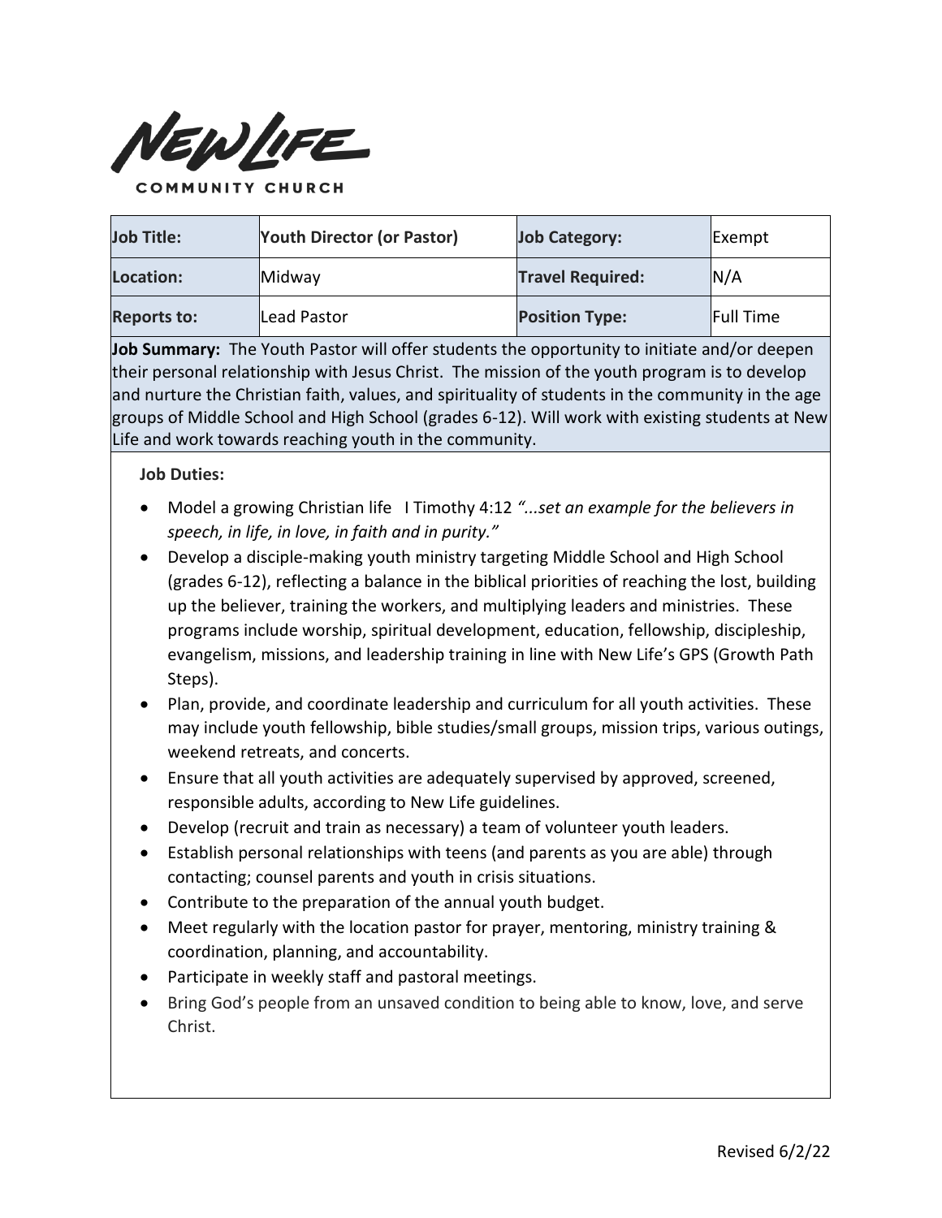# NEW LIFE COMMUNITY CHURCH

| Job Title: | Youth Director (or Pastor) | Job Category: | Exempt |
|---|---|---|---|
| Location: | Midway | Travel Required: | N/A |
| Reports to: | Lead Pastor | Position Type: | Full Time |

**Job Summary:** The Youth Pastor will offer students the opportunity to initiate and/or deepen their personal relationship with Jesus Christ. The mission of the youth program is to develop and nurture the Christian faith, values, and spirituality of students in the community in the age groups of Middle School and High School (grades 6-12). Will work with existing students at New Life and work towards reaching youth in the community.

**Job Duties:**

- Model a growing Christian life I Timothy 4:12 *"...set an example for the believers in speech, in life, in love, in faith and in purity."*
- Develop a disciple-making youth ministry targeting Middle School and High School (grades 6-12), reflecting a balance in the biblical priorities of reaching the lost, building up the believer, training the workers, and multiplying leaders and ministries. These programs include worship, spiritual development, education, fellowship, discipleship, evangelism, missions, and leadership training in line with New Life's GPS (Growth Path Steps).
- Plan, provide, and coordinate leadership and curriculum for all youth activities. These may include youth fellowship, bible studies/small groups, mission trips, various outings, weekend retreats, and concerts.
- Ensure that all youth activities are adequately supervised by approved, screened, responsible adults, according to New Life guidelines.
- Develop (recruit and train as necessary) a team of volunteer youth leaders.
- Establish personal relationships with teens (and parents as you are able) through contacting; counsel parents and youth in crisis situations.
- Contribute to the preparation of the annual youth budget.
- Meet regularly with the location pastor for prayer, mentoring, ministry training & coordination, planning, and accountability.
- Participate in weekly staff and pastoral meetings.
- Bring God's people from an unsaved condition to being able to know, love, and serve Christ.

Revised 6/2/22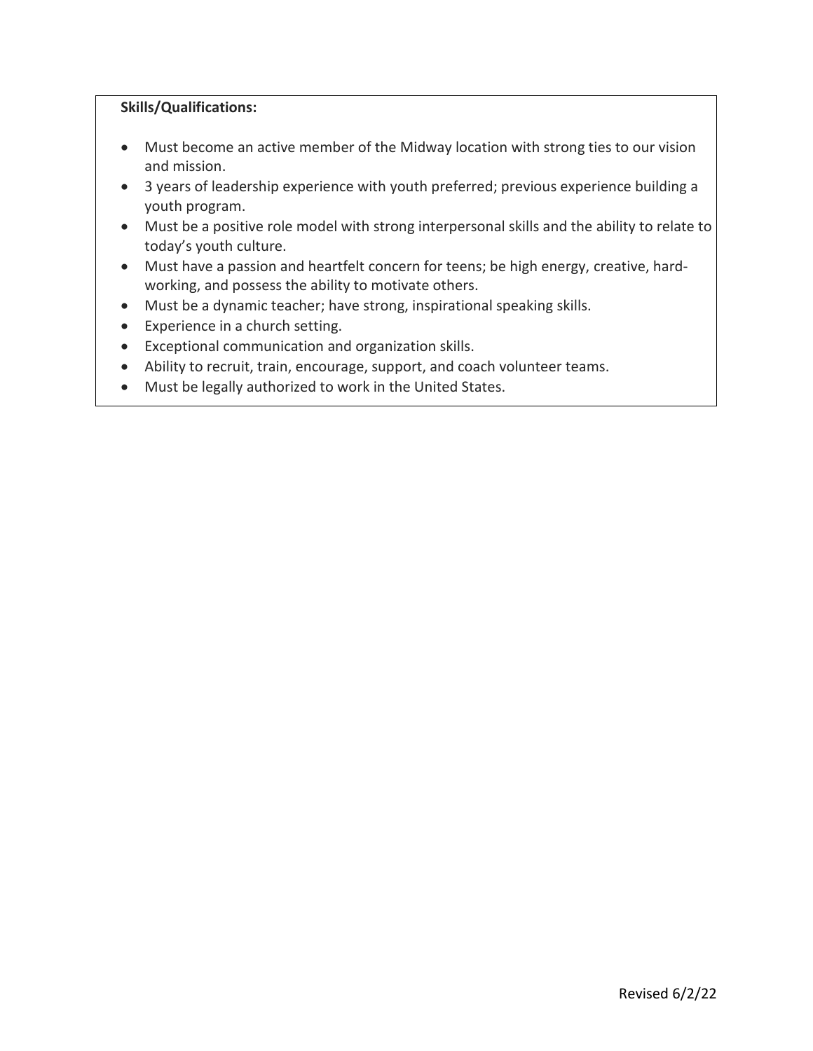**Skills/Qualifications:**

- Must become an active member of the Midway location with strong ties to our vision and mission.
- 3 years of leadership experience with youth preferred; previous experience building a youth program.
- Must be a positive role model with strong interpersonal skills and the ability to relate to today's youth culture.
- Must have a passion and heartfelt concern for teens; be high energy, creative, hard-working, and possess the ability to motivate others.
- Must be a dynamic teacher; have strong, inspirational speaking skills.
- Experience in a church setting.
- Exceptional communication and organization skills.
- Ability to recruit, train, encourage, support, and coach volunteer teams.
- Must be legally authorized to work in the United States.

Revised 6/2/22